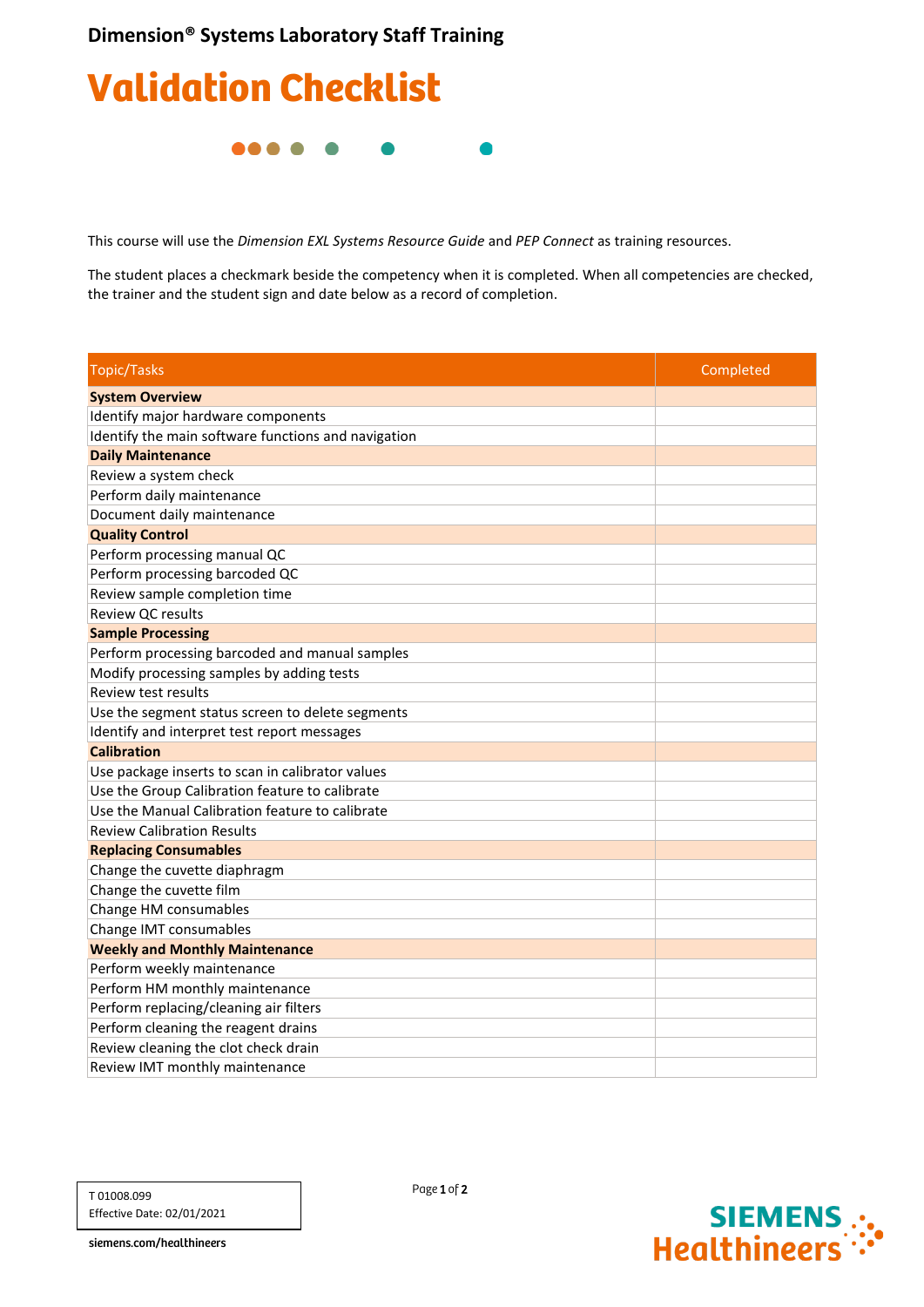**Dimension® Systems Laboratory Staff Training**

# Validation Checklist

This course will use the *Dimension EXL Systems Resource Guide* and *PEP Connect* as training resources.

The student places a checkmark beside the competency when it is completed. When all competencies are checked, the trainer and the student sign and date below as a record of completion.

| Topic/Tasks | Completed |
|---|---|
| **System Overview** | |
| Identify major hardware components | |
| Identify the main software functions and navigation | |
| **Daily Maintenance** | |
| Review a system check | |
| Perform daily maintenance | |
| Document daily maintenance | |
| **Quality Control** | |
| Perform processing manual QC | |
| Perform processing barcoded QC | |
| Review sample completion time | |
| Review QC results | |
| **Sample Processing** | |
| Perform processing barcoded and manual samples | |
| Modify processing samples by adding tests | |
| Review test results | |
| Use the segment status screen to delete segments | |
| Identify and interpret test report messages | |
| **Calibration** | |
| Use package inserts to scan in calibrator values | |
| Use the Group Calibration feature to calibrate | |
| Use the Manual Calibration feature to calibrate | |
| Review Calibration Results | |
| **Replacing Consumables** | |
| Change the cuvette diaphragm | |
| Change the cuvette film | |
| Change HM consumables | |
| Change IMT consumables | |
| **Weekly and Monthly Maintenance** | |
| Perform weekly maintenance | |
| Perform HM monthly maintenance | |
| Perform replacing/cleaning air filters | |
| Perform cleaning the reagent drains | |
| Review cleaning the clot check drain | |
| Review IMT monthly maintenance | |

T 01008.099
Effective Date: 02/01/2021

siemens.com/healthineers

SIEMENS Healthineers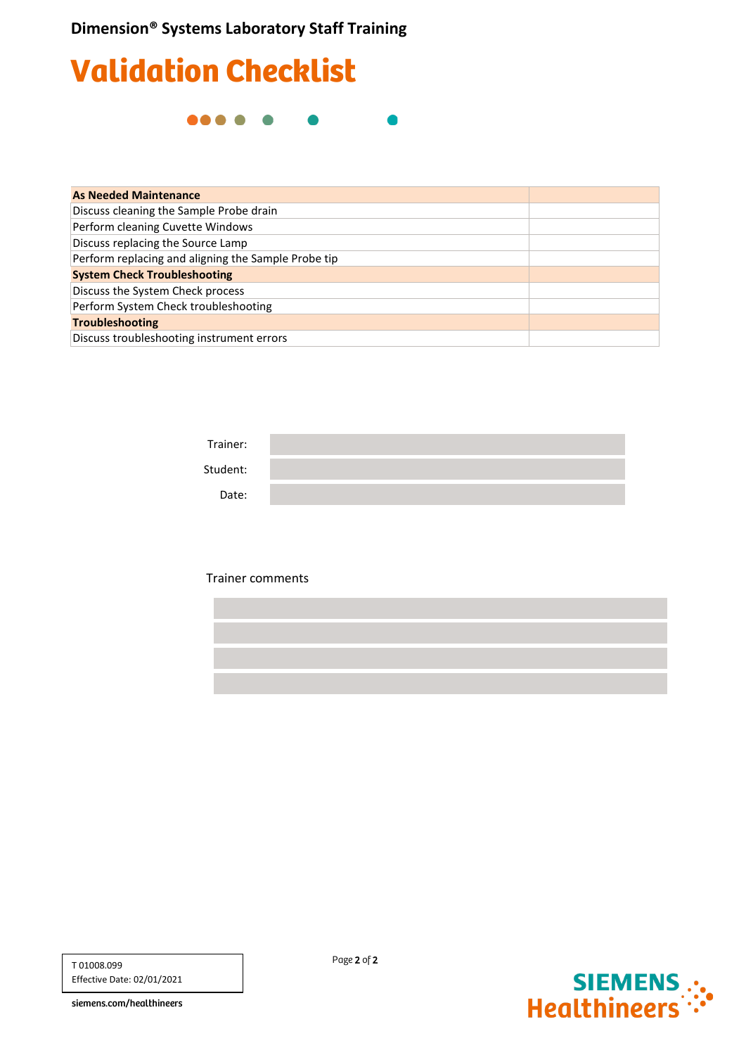# Validation Checklist

| | |
|---|---|
| **As Needed Maintenance** | |
| Discuss cleaning the Sample Probe drain | |
| Perform cleaning Cuvette Windows | |
| Discuss replacing the Source Lamp | |
| Perform replacing and aligning the Sample Probe tip | |
| **System Check Troubleshooting** | |
| Discuss the System Check process | |
| Perform System Check troubleshooting | |
| **Troubleshooting** | |
| Discuss troubleshooting instrument errors | |

Trainer:

Student:

Date:

Trainer comments

T 01008.099
Effective Date: 02/01/2021